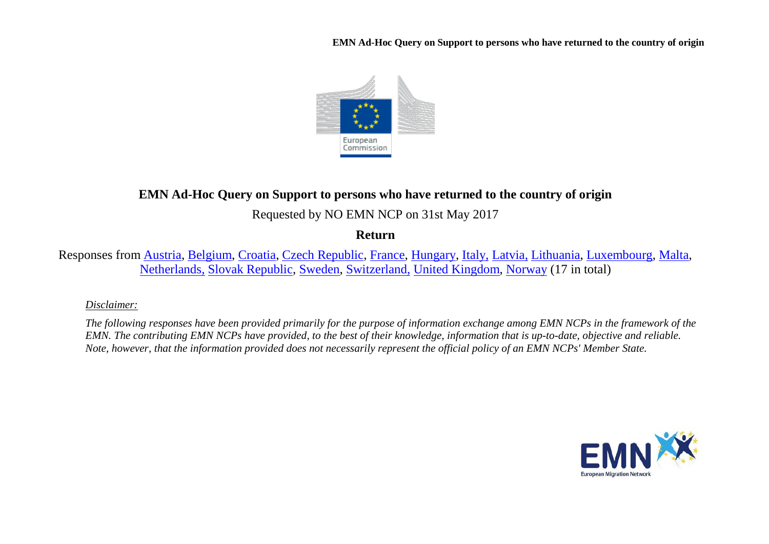# EMN Ad-Hoc Query on Support to persons who have returned to the country of origin

Requested by NO EMN NCP on 31st May 2017

**Return**

Responses from Austria, Belgium, Croatia, Czech Republic, France, Hungary, Italy, Latvia, Lithuania, Luxembourg, Malta, Netherlands, Slovak Republic, Sweden, Switzerland, United Kingdom, Norway (17 in total)

*Disclaimer:*

*The following responses have been provided primarily for the purpose of information exchange among EMN NCPs in the framework of the EMN. The contributing EMN NCPs have provided, to the best of their knowledge, information that is up-to-date, objective and reliable. Note, however, that the information provided does not necessarily represent the official policy of an EMN NCPs' Member State.*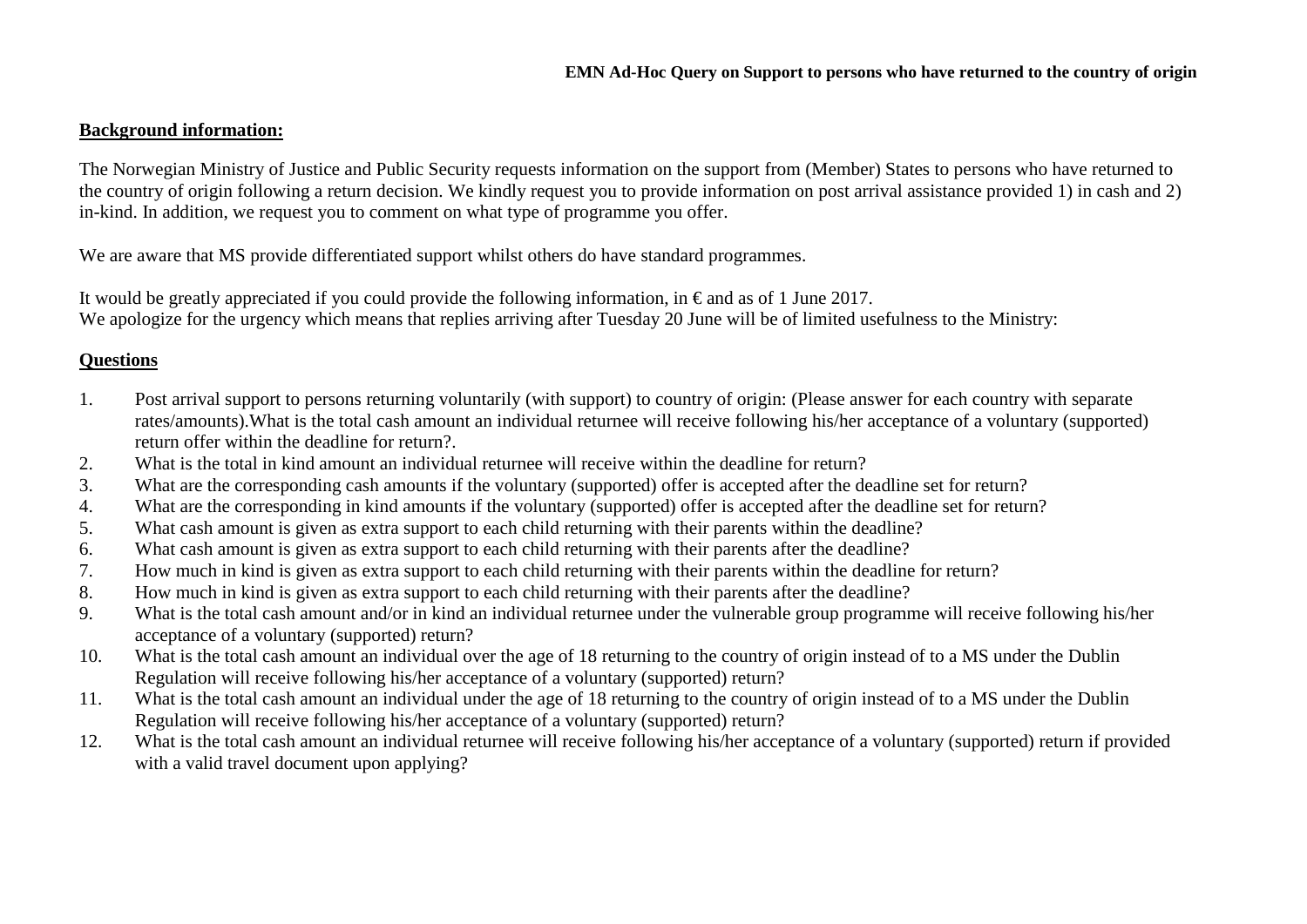**EMN Ad-Hoc Query on Support to persons who have returned to the country of origin**

**Background information:**

The Norwegian Ministry of Justice and Public Security requests information on the support from (Member) States to persons who have returned to the country of origin following a return decision. We kindly request you to provide information on post arrival assistance provided 1) in cash and 2) in-kind. In addition, we request you to comment on what type of programme you offer.

We are aware that MS provide differentiated support whilst others do have standard programmes.

It would be greatly appreciated if you could provide the following information, in € and as of 1 June 2017.
We apologize for the urgency which means that replies arriving after Tuesday 20 June will be of limited usefulness to the Ministry:

**Questions**

1. Post arrival support to persons returning voluntarily (with support) to country of origin: (Please answer for each country with separate rates/amounts).What is the total cash amount an individual returnee will receive following his/her acceptance of a voluntary (supported) return offer within the deadline for return?.
2. What is the total in kind amount an individual returnee will receive within the deadline for return?
3. What are the corresponding cash amounts if the voluntary (supported) offer is accepted after the deadline set for return?
4. What are the corresponding in kind amounts if the voluntary (supported) offer is accepted after the deadline set for return?
5. What cash amount is given as extra support to each child returning with their parents within the deadline?
6. What cash amount is given as extra support to each child returning with their parents after the deadline?
7. How much in kind is given as extra support to each child returning with their parents within the deadline for return?
8. How much in kind is given as extra support to each child returning with their parents after the deadline?
9. What is the total cash amount and/or in kind an individual returnee under the vulnerable group programme will receive following his/her acceptance of a voluntary (supported) return?
10. What is the total cash amount an individual over the age of 18 returning to the country of origin instead of to a MS under the Dublin Regulation will receive following his/her acceptance of a voluntary (supported) return?
11. What is the total cash amount an individual under the age of 18 returning to the country of origin instead of to a MS under the Dublin Regulation will receive following his/her acceptance of a voluntary (supported) return?
12. What is the total cash amount an individual returnee will receive following his/her acceptance of a voluntary (supported) return if provided with a valid travel document upon applying?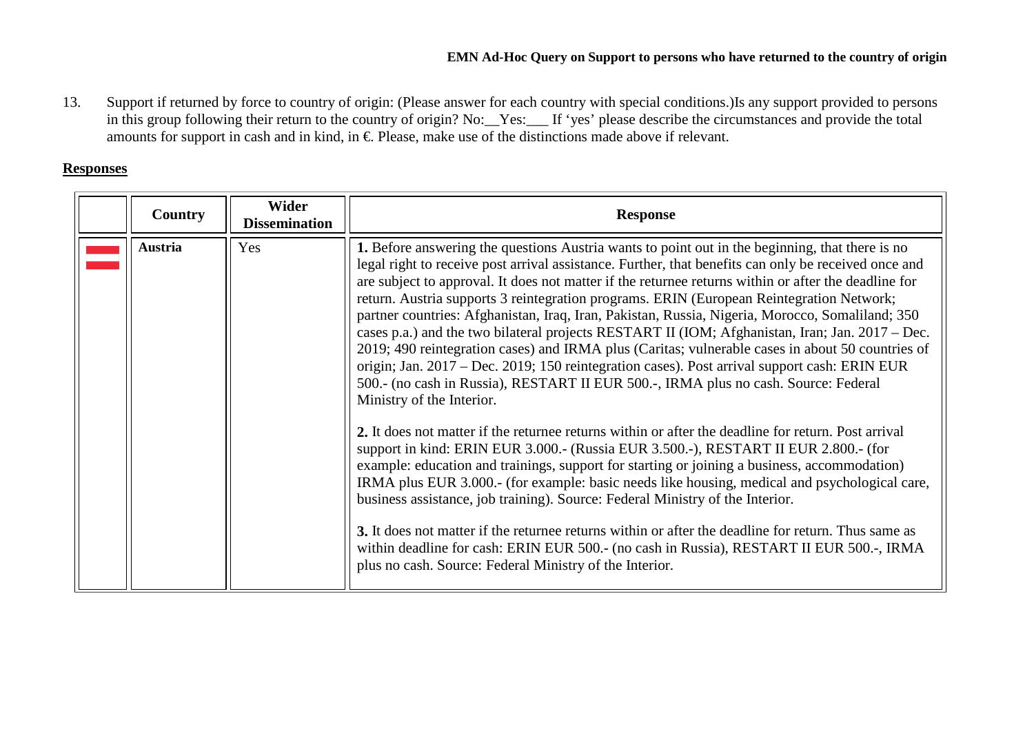13. Support if returned by force to country of origin: (Please answer for each country with special conditions.)Is any support provided to persons in this group following their return to the country of origin? No:__Yes:___ If 'yes' please describe the circumstances and provide the total amounts for support in cash and in kind, in €. Please, make use of the distinctions made above if relevant.

## Responses

| | Country | Wider Dissemination | Response |
|---|---|---|---|
| | **Austria** | Yes | **1.** Before answering the questions Austria wants to point out in the beginning, that there is no legal right to receive post arrival assistance. Further, that benefits can only be received once and are subject to approval. It does not matter if the returnee returns within or after the deadline for return. Austria supports 3 reintegration programs. ERIN (European Reintegration Network; partner countries: Afghanistan, Iraq, Iran, Pakistan, Russia, Nigeria, Morocco, Somaliland; 350 cases p.a.) and the two bilateral projects RESTART II (IOM; Afghanistan, Iran; Jan. 2017 – Dec. 2019; 490 reintegration cases) and IRMA plus (Caritas; vulnerable cases in about 50 countries of origin; Jan. 2017 – Dec. 2019; 150 reintegration cases). Post arrival support cash: ERIN EUR 500.- (no cash in Russia), RESTART II EUR 500.-, IRMA plus no cash. Source: Federal Ministry of the Interior.<br><br>**2.** It does not matter if the returnee returns within or after the deadline for return. Post arrival support in kind: ERIN EUR 3.000.- (Russia EUR 3.500.-), RESTART II EUR 2.800.- (for example: education and trainings, support for starting or joining a business, accommodation) IRMA plus EUR 3.000.- (for example: basic needs like housing, medical and psychological care, business assistance, job training). Source: Federal Ministry of the Interior.<br><br>**3.** It does not matter if the returnee returns within or after the deadline for return. Thus same as within deadline for cash: ERIN EUR 500.- (no cash in Russia), RESTART II EUR 500.-, IRMA plus no cash. Source: Federal Ministry of the Interior. |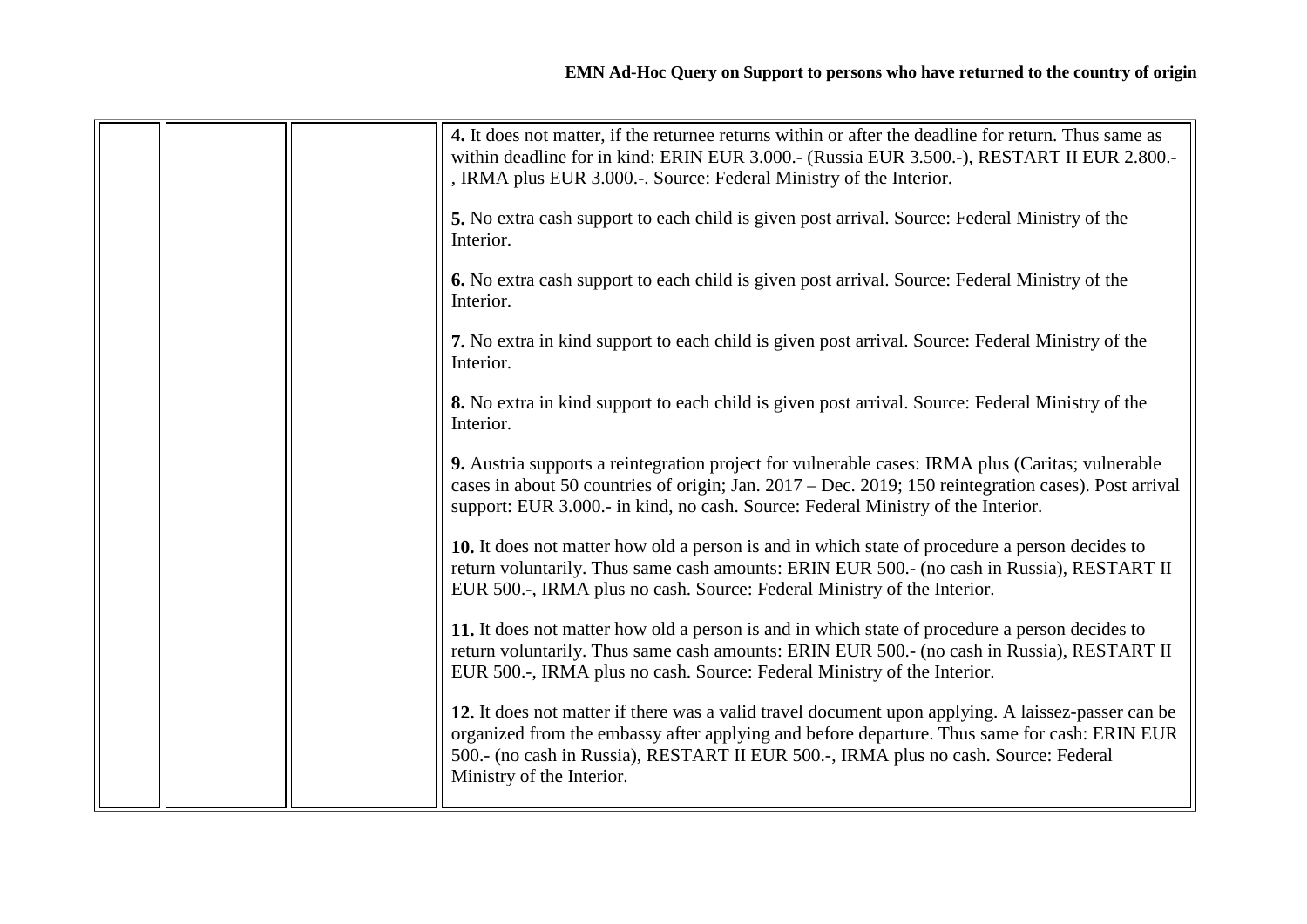| | | | |
|---|---|---|---|
| | | | **4.** It does not matter, if the returnee returns within or after the deadline for return. Thus same as within deadline for in kind: ERIN EUR 3.000.- (Russia EUR 3.500.-), RESTART II EUR 2.800.- , IRMA plus EUR 3.000.-. Source: Federal Ministry of the Interior.<br><br>**5.** No extra cash support to each child is given post arrival. Source: Federal Ministry of the Interior.<br><br>**6.** No extra cash support to each child is given post arrival. Source: Federal Ministry of the Interior.<br><br>**7.** No extra in kind support to each child is given post arrival. Source: Federal Ministry of the Interior.<br><br>**8.** No extra in kind support to each child is given post arrival. Source: Federal Ministry of the Interior.<br><br>**9.** Austria supports a reintegration project for vulnerable cases: IRMA plus (Caritas; vulnerable cases in about 50 countries of origin; Jan. 2017 – Dec. 2019; 150 reintegration cases). Post arrival support: EUR 3.000.- in kind, no cash. Source: Federal Ministry of the Interior.<br><br>**10.** It does not matter how old a person is and in which state of procedure a person decides to return voluntarily. Thus same cash amounts: ERIN EUR 500.- (no cash in Russia), RESTART II EUR 500.-, IRMA plus no cash. Source: Federal Ministry of the Interior.<br><br>**11.** It does not matter how old a person is and in which state of procedure a person decides to return voluntarily. Thus same cash amounts: ERIN EUR 500.- (no cash in Russia), RESTART II EUR 500.-, IRMA plus no cash. Source: Federal Ministry of the Interior.<br><br>**12.** It does not matter if there was a valid travel document upon applying. A laissez-passer can be organized from the embassy after applying and before departure. Thus same for cash: ERIN EUR 500.- (no cash in Russia), RESTART II EUR 500.-, IRMA plus no cash. Source: Federal Ministry of the Interior. |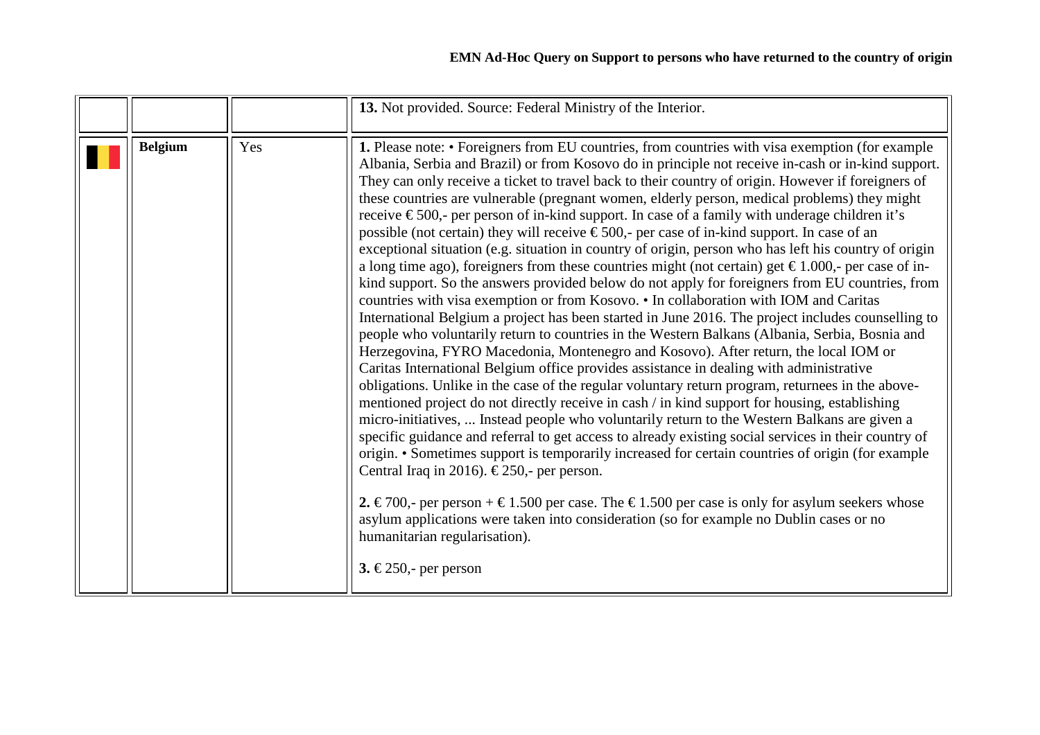| | | | |
|---|---|---|---|
| | | | **13.** Not provided. Source: Federal Ministry of the Interior. |
| | **Belgium** | Yes | **1.** Please note: • Foreigners from EU countries, from countries with visa exemption (for example Albania, Serbia and Brazil) or from Kosovo do in principle not receive in-cash or in-kind support. They can only receive a ticket to travel back to their country of origin. However if foreigners of these countries are vulnerable (pregnant women, elderly person, medical problems) they might receive € 500,- per person of in-kind support. In case of a family with underage children it's possible (not certain) they will receive € 500,- per case of in-kind support. In case of an exceptional situation (e.g. situation in country of origin, person who has left his country of origin a long time ago), foreigners from these countries might (not certain) get € 1.000,- per case of in-kind support. So the answers provided below do not apply for foreigners from EU countries, from countries with visa exemption or from Kosovo. • In collaboration with IOM and Caritas International Belgium a project has been started in June 2016. The project includes counselling to people who voluntarily return to countries in the Western Balkans (Albania, Serbia, Bosnia and Herzegovina, FYRO Macedonia, Montenegro and Kosovo). After return, the local IOM or Caritas International Belgium office provides assistance in dealing with administrative obligations. Unlike in the case of the regular voluntary return program, returnees in the above-mentioned project do not directly receive in cash / in kind support for housing, establishing micro-initiatives, ... Instead people who voluntarily return to the Western Balkans are given a specific guidance and referral to get access to already existing social services in their country of origin. • Sometimes support is temporarily increased for certain countries of origin (for example Central Iraq in 2016). € 250,- per person.<br><br>**2.** € 700,- per person + € 1.500 per case. The € 1.500 per case is only for asylum seekers whose asylum applications were taken into consideration (so for example no Dublin cases or no humanitarian regularisation).<br><br>**3.** € 250,- per person |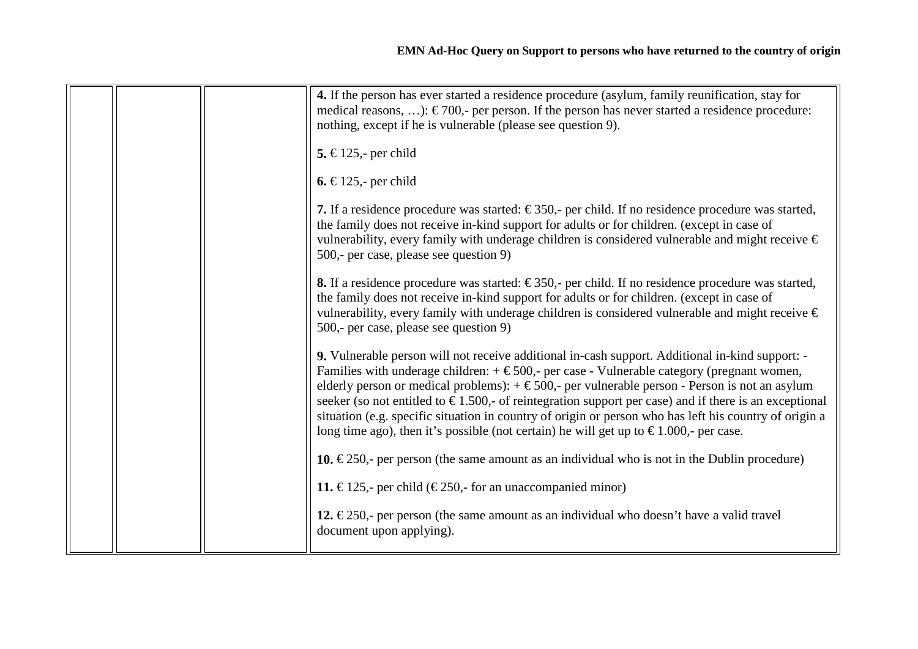| | | | |
|---|---|---|---|
| | | | **4.** If the person has ever started a residence procedure (asylum, family reunification, stay for medical reasons, …): € 700,- per person. If the person has never started a residence procedure: nothing, except if he is vulnerable (please see question 9).<br><br>**5.** € 125,- per child<br><br>**6.** € 125,- per child<br><br>**7.** If a residence procedure was started: € 350,- per child. If no residence procedure was started, the family does not receive in-kind support for adults or for children. (except in case of vulnerability, every family with underage children is considered vulnerable and might receive € 500,- per case, please see question 9)<br><br>**8.** If a residence procedure was started: € 350,- per child. If no residence procedure was started, the family does not receive in-kind support for adults or for children. (except in case of vulnerability, every family with underage children is considered vulnerable and might receive € 500,- per case, please see question 9)<br><br>**9.** Vulnerable person will not receive additional in-cash support. Additional in-kind support: - Families with underage children: + € 500,- per case - Vulnerable category (pregnant women, elderly person or medical problems): + € 500,- per vulnerable person - Person is not an asylum seeker (so not entitled to € 1.500,- of reintegration support per case) and if there is an exceptional situation (e.g. specific situation in country of origin or person who has left his country of origin a long time ago), then it's possible (not certain) he will get up to € 1.000,- per case.<br><br>**10.** € 250,- per person (the same amount as an individual who is not in the Dublin procedure)<br><br>**11.** € 125,- per child (€ 250,- for an unaccompanied minor)<br><br>**12.** € 250,- per person (the same amount as an individual who doesn't have a valid travel document upon applying). |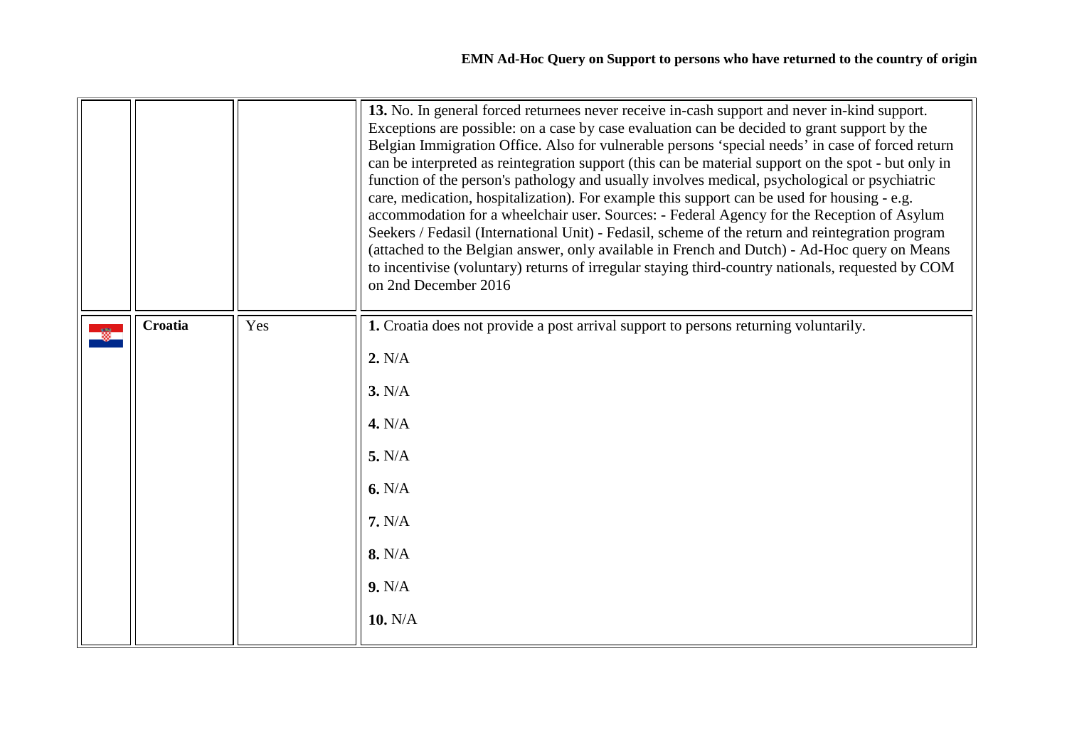| | | | |
|---|---|---|---|
| | | | **13.** No. In general forced returnees never receive in-cash support and never in-kind support. Exceptions are possible: on a case by case evaluation can be decided to grant support by the Belgian Immigration Office. Also for vulnerable persons 'special needs' in case of forced return can be interpreted as reintegration support (this can be material support on the spot - but only in function of the person's pathology and usually involves medical, psychological or psychiatric care, medication, hospitalization). For example this support can be used for housing - e.g. accommodation for a wheelchair user. Sources: - Federal Agency for the Reception of Asylum Seekers / Fedasil (International Unit) - Fedasil, scheme of the return and reintegration program (attached to the Belgian answer, only available in French and Dutch) - Ad-Hoc query on Means to incentivise (voluntary) returns of irregular staying third-country nationals, requested by COM on 2nd December 2016 |
| | **Croatia** | Yes | **1.** Croatia does not provide a post arrival support to persons returning voluntarily.<br><br>**2.** N/A<br><br>**3.** N/A<br><br>**4.** N/A<br><br>**5.** N/A<br><br>**6.** N/A<br><br>**7.** N/A<br><br>**8.** N/A<br><br>**9.** N/A<br><br>**10.** N/A |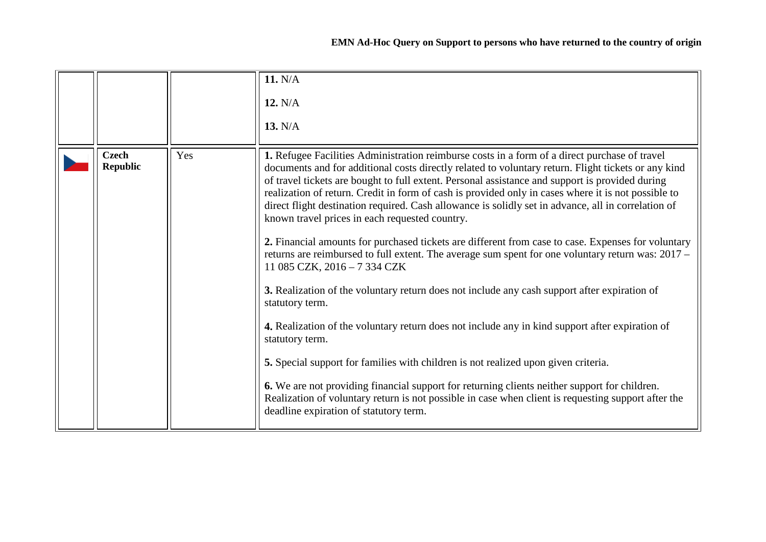| | | | |
|---|---|---|---|
| | | | **11.** N/A<br><br>**12.** N/A<br><br>**13.** N/A |
| | **Czech Republic** | Yes | **1.** Refugee Facilities Administration reimburse costs in a form of a direct purchase of travel documents and for additional costs directly related to voluntary return. Flight tickets or any kind of travel tickets are bought to full extent. Personal assistance and support is provided during realization of return. Credit in form of cash is provided only in cases where it is not possible to direct flight destination required. Cash allowance is solidly set in advance, all in correlation of known travel prices in each requested country.<br><br>**2.** Financial amounts for purchased tickets are different from case to case. Expenses for voluntary returns are reimbursed to full extent. The average sum spent for one voluntary return was: 2017 – 11 085 CZK, 2016 – 7 334 CZK<br><br>**3.** Realization of the voluntary return does not include any cash support after expiration of statutory term.<br><br>**4.** Realization of the voluntary return does not include any in kind support after expiration of statutory term.<br><br>**5.** Special support for families with children is not realized upon given criteria.<br><br>**6.** We are not providing financial support for returning clients neither support for children. Realization of voluntary return is not possible in case when client is requesting support after the deadline expiration of statutory term. |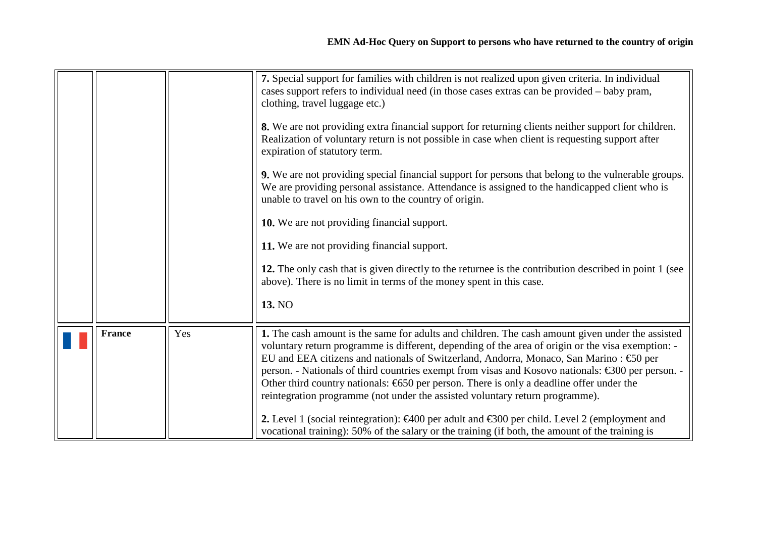| | | | |
|---|---|---|---|
| | | | **7.** Special support for families with children is not realized upon given criteria. In individual cases support refers to individual need (in those cases extras can be provided – baby pram, clothing, travel luggage etc.)<br><br>**8.** We are not providing extra financial support for returning clients neither support for children. Realization of voluntary return is not possible in case when client is requesting support after expiration of statutory term.<br><br>**9.** We are not providing special financial support for persons that belong to the vulnerable groups. We are providing personal assistance. Attendance is assigned to the handicapped client who is unable to travel on his own to the country of origin.<br><br>**10.** We are not providing financial support.<br><br>**11.** We are not providing financial support.<br><br>**12.** The only cash that is given directly to the returnee is the contribution described in point 1 (see above). There is no limit in terms of the money spent in this case.<br><br>**13.** NO |
| | **France** | Yes | **1.** The cash amount is the same for adults and children. The cash amount given under the assisted voluntary return programme is different, depending of the area of origin or the visa exemption: - EU and EEA citizens and nationals of Switzerland, Andorra, Monaco, San Marino : €50 per person. - Nationals of third countries exempt from visas and Kosovo nationals: €300 per person. - Other third country nationals: €650 per person. There is only a deadline offer under the reintegration programme (not under the assisted voluntary return programme).<br><br>**2.** Level 1 (social reintegration): €400 per adult and €300 per child. Level 2 (employment and vocational training): 50% of the salary or the training (if both, the amount of the training is |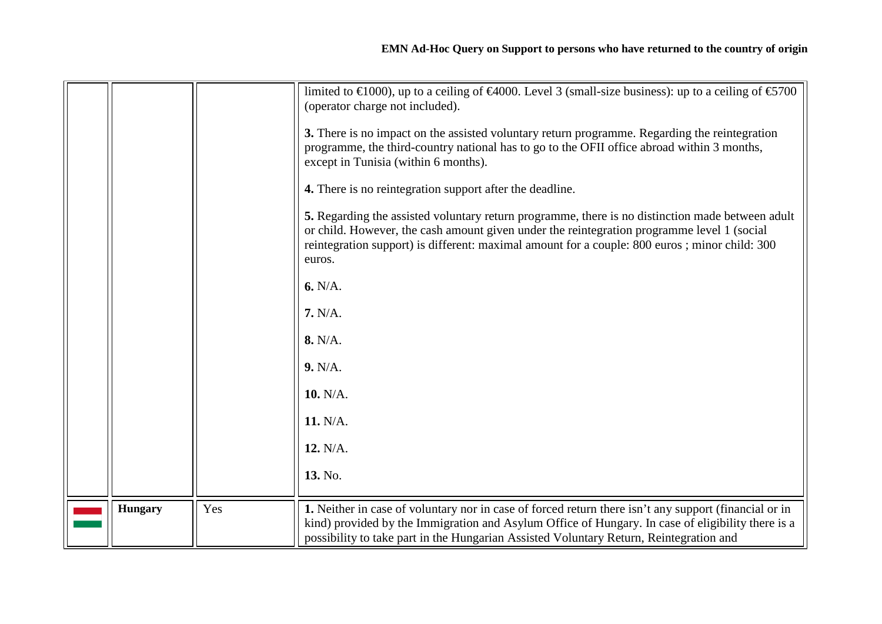| | | | |
|---|---|---|---|
| | | | limited to €1000), up to a ceiling of €4000. Level 3 (small-size business): up to a ceiling of €5700 (operator charge not included).<br><br>**3.** There is no impact on the assisted voluntary return programme. Regarding the reintegration programme, the third-country national has to go to the OFII office abroad within 3 months, except in Tunisia (within 6 months).<br><br>**4.** There is no reintegration support after the deadline.<br><br>**5.** Regarding the assisted voluntary return programme, there is no distinction made between adult or child. However, the cash amount given under the reintegration programme level 1 (social reintegration support) is different: maximal amount for a couple: 800 euros ; minor child: 300 euros.<br><br>**6.** N/A.<br><br>**7.** N/A.<br><br>**8.** N/A.<br><br>**9.** N/A.<br><br>**10.** N/A.<br><br>**11.** N/A.<br><br>**12.** N/A.<br><br>**13.** No. |
| | **Hungary** | Yes | **1.** Neither in case of voluntary nor in case of forced return there isn't any support (financial or in kind) provided by the Immigration and Asylum Office of Hungary. In case of eligibility there is a possibility to take part in the Hungarian Assisted Voluntary Return, Reintegration and |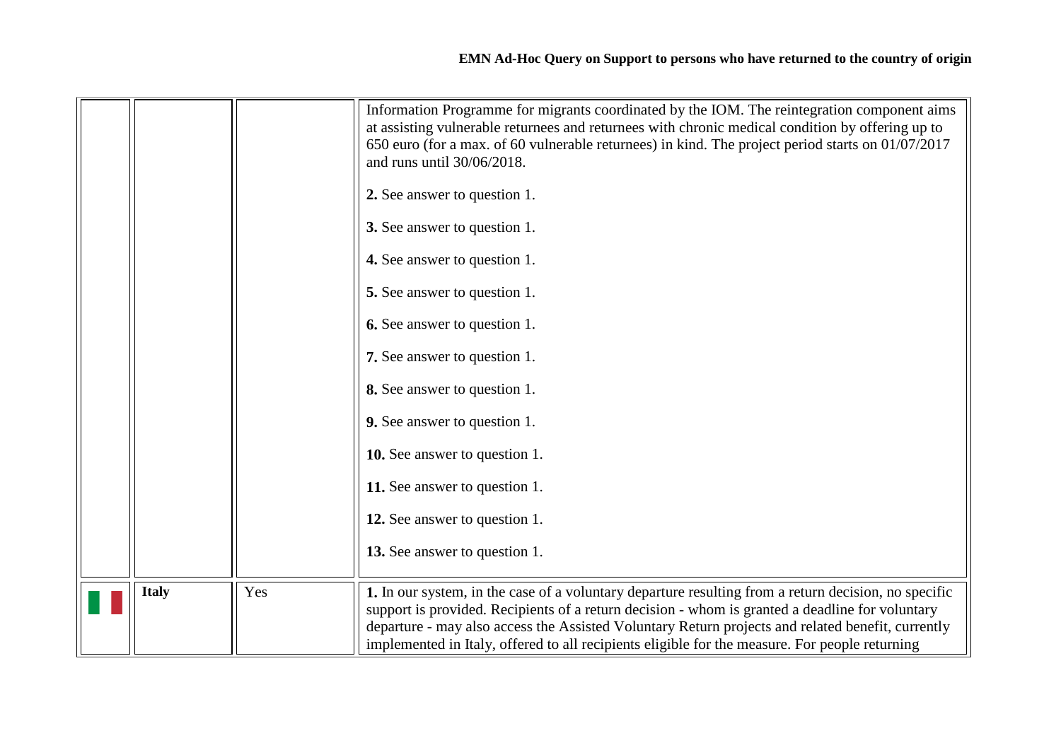| | | | |
|---|---|---|---|
| | | | Information Programme for migrants coordinated by the IOM. The reintegration component aims at assisting vulnerable returnees and returnees with chronic medical condition by offering up to 650 euro (for a max. of 60 vulnerable returnees) in kind. The project period starts on 01/07/2017 and runs until 30/06/2018.<br><br>**2.** See answer to question 1.<br><br>**3.** See answer to question 1.<br><br>**4.** See answer to question 1.<br><br>**5.** See answer to question 1.<br><br>**6.** See answer to question 1.<br><br>**7.** See answer to question 1.<br><br>**8.** See answer to question 1.<br><br>**9.** See answer to question 1.<br><br>**10.** See answer to question 1.<br><br>**11.** See answer to question 1.<br><br>**12.** See answer to question 1.<br><br>**13.** See answer to question 1. |
| | **Italy** | Yes | **1.** In our system, in the case of a voluntary departure resulting from a return decision, no specific support is provided. Recipients of a return decision - whom is granted a deadline for voluntary departure - may also access the Assisted Voluntary Return projects and related benefit, currently implemented in Italy, offered to all recipients eligible for the measure. For people returning |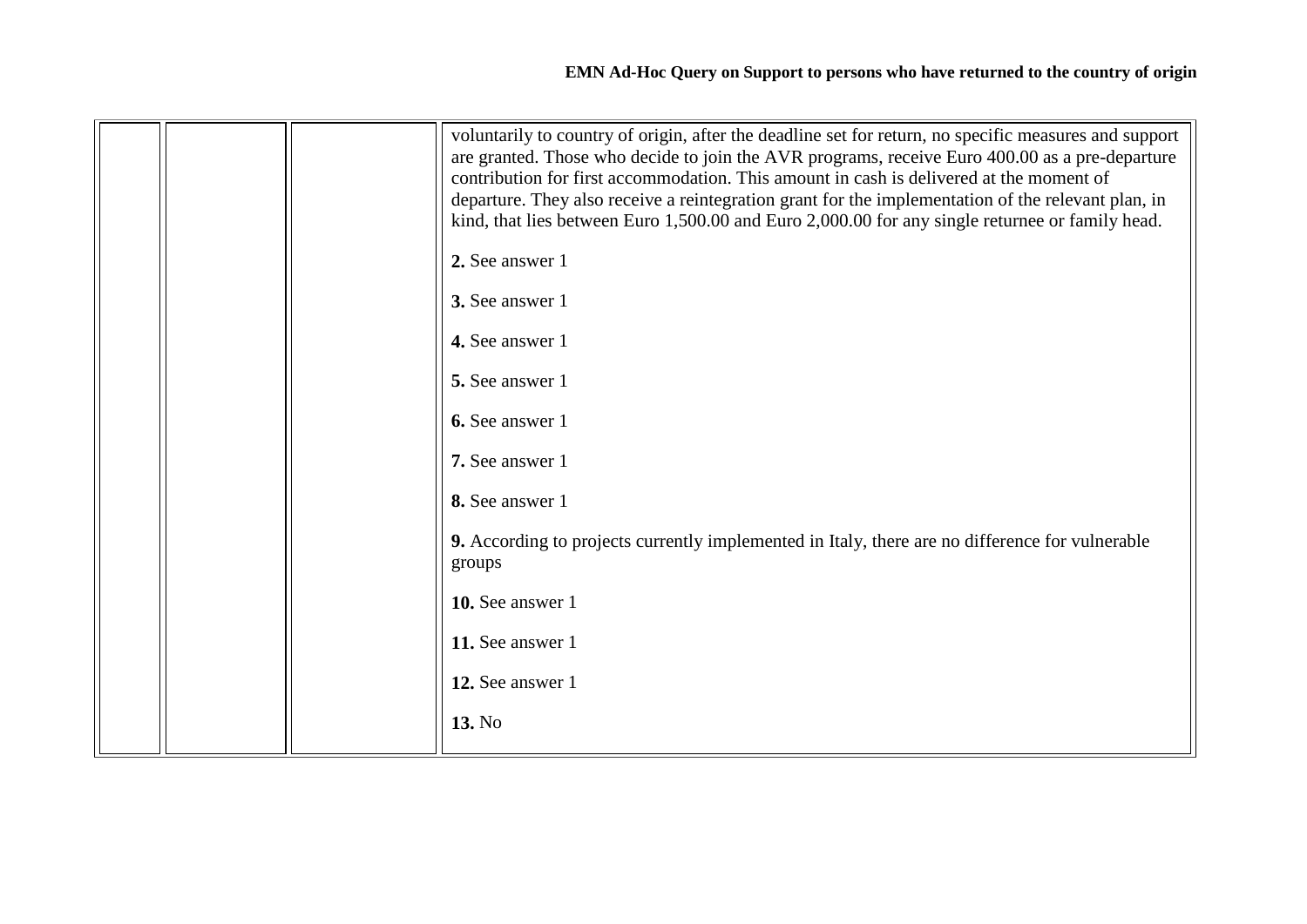| | | | |
|---|---|---|---|
| | | | voluntarily to country of origin, after the deadline set for return, no specific measures and support are granted. Those who decide to join the AVR programs, receive Euro 400.00 as a pre-departure contribution for first accommodation. This amount in cash is delivered at the moment of departure. They also receive a reintegration grant for the implementation of the relevant plan, in kind, that lies between Euro 1,500.00 and Euro 2,000.00 for any single returnee or family head.<br><br>**2.** See answer 1<br><br>**3.** See answer 1<br><br>**4.** See answer 1<br><br>**5.** See answer 1<br><br>**6.** See answer 1<br><br>**7.** See answer 1<br><br>**8.** See answer 1<br><br>**9.** According to projects currently implemented in Italy, there are no difference for vulnerable groups<br><br>**10.** See answer 1<br><br>**11.** See answer 1<br><br>**12.** See answer 1<br><br>**13.** No |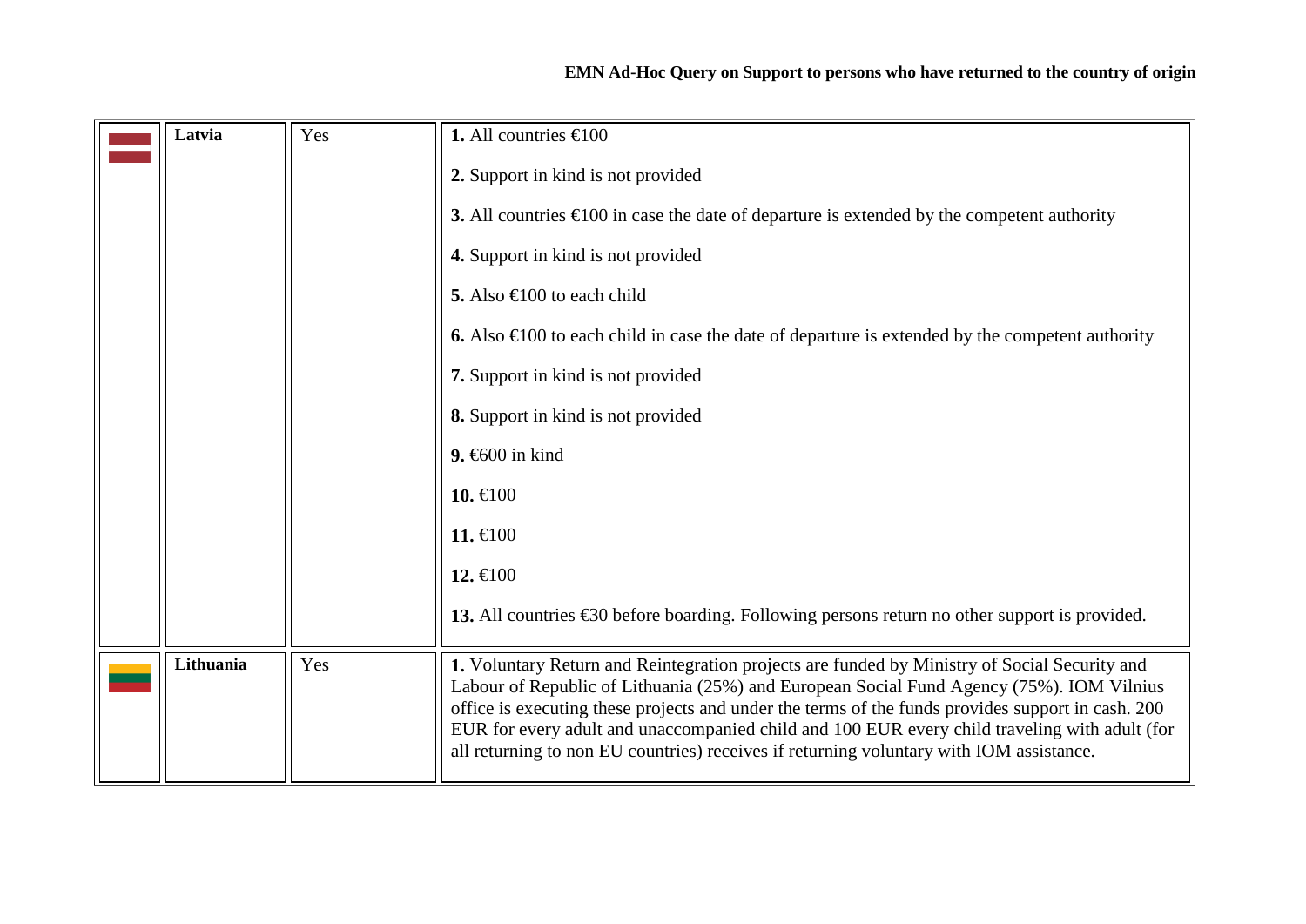| | | | |
|---|---|---|---|
| | **Latvia** | Yes | **1.** All countries €100<br><br>**2.** Support in kind is not provided<br><br>**3.** All countries €100 in case the date of departure is extended by the competent authority<br><br>**4.** Support in kind is not provided<br><br>**5.** Also €100 to each child<br><br>**6.** Also €100 to each child in case the date of departure is extended by the competent authority<br><br>**7.** Support in kind is not provided<br><br>**8.** Support in kind is not provided<br><br>**9.** €600 in kind<br><br>**10.** €100<br><br>**11.** €100<br><br>**12.** €100<br><br>**13.** All countries €30 before boarding. Following persons return no other support is provided. |
| | **Lithuania** | Yes | **1.** Voluntary Return and Reintegration projects are funded by Ministry of Social Security and Labour of Republic of Lithuania (25%) and European Social Fund Agency (75%). IOM Vilnius office is executing these projects and under the terms of the funds provides support in cash. 200 EUR for every adult and unaccompanied child and 100 EUR every child traveling with adult (for all returning to non EU countries) receives if returning voluntary with IOM assistance. |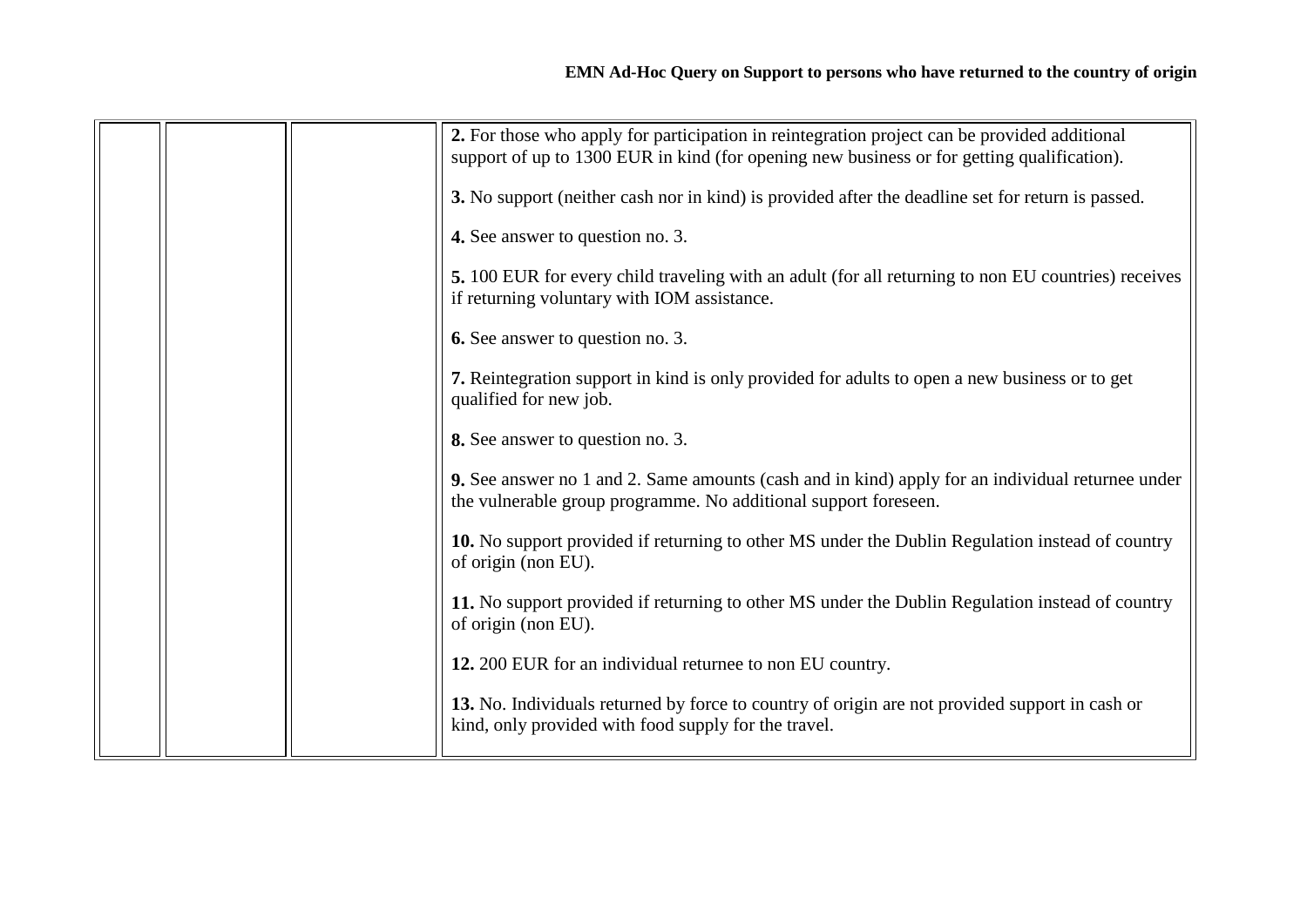| | | | |
|---|---|---|---|
| | | | **2.** For those who apply for participation in reintegration project can be provided additional support of up to 1300 EUR in kind (for opening new business or for getting qualification).<br><br>**3.** No support (neither cash nor in kind) is provided after the deadline set for return is passed.<br><br>**4.** See answer to question no. 3.<br><br>**5.** 100 EUR for every child traveling with an adult (for all returning to non EU countries) receives if returning voluntary with IOM assistance.<br><br>**6.** See answer to question no. 3.<br><br>**7.** Reintegration support in kind is only provided for adults to open a new business or to get qualified for new job.<br><br>**8.** See answer to question no. 3.<br><br>**9.** See answer no 1 and 2. Same amounts (cash and in kind) apply for an individual returnee under the vulnerable group programme. No additional support foreseen.<br><br>**10.** No support provided if returning to other MS under the Dublin Regulation instead of country of origin (non EU).<br><br>**11.** No support provided if returning to other MS under the Dublin Regulation instead of country of origin (non EU).<br><br>**12.** 200 EUR for an individual returnee to non EU country.<br><br>**13.** No. Individuals returned by force to country of origin are not provided support in cash or kind, only provided with food supply for the travel. |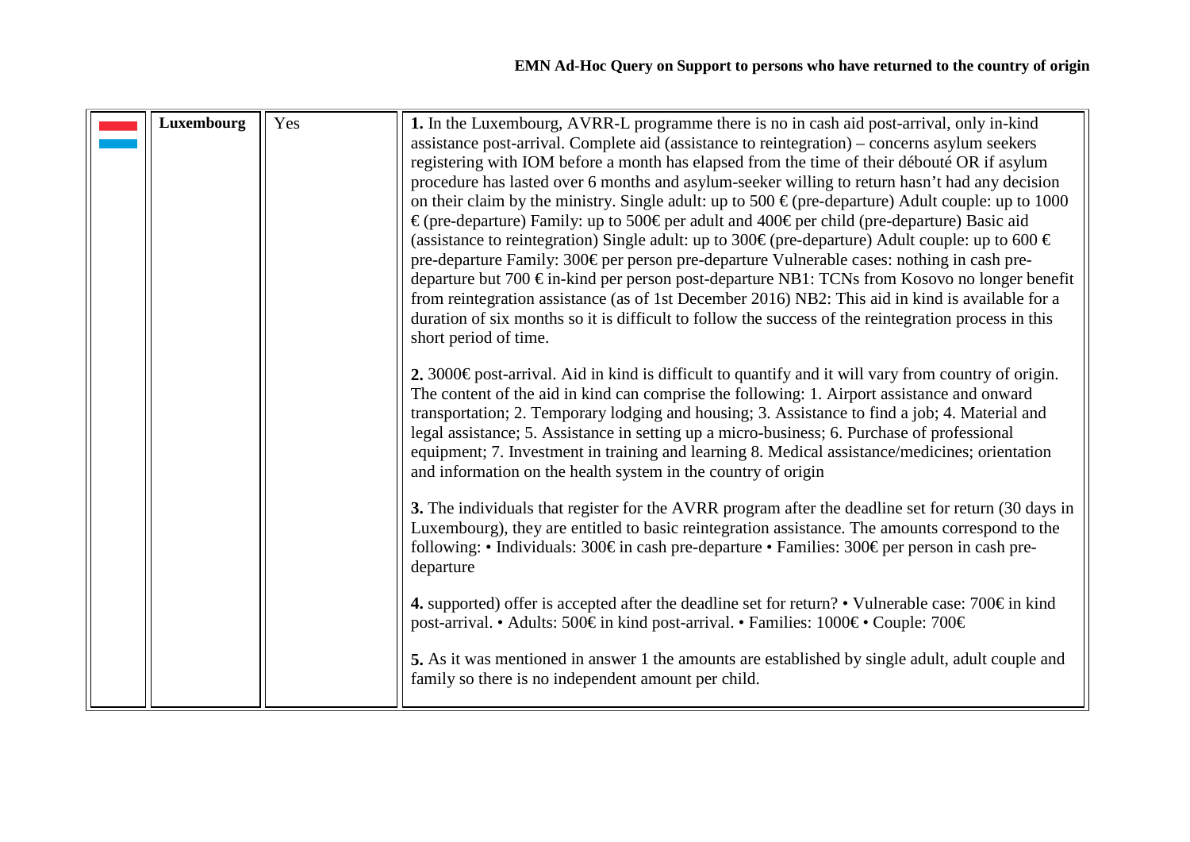| | | | |
|---|---|---|---|
| | **Luxembourg** | Yes | **1.** In the Luxembourg, AVRR-L programme there is no in cash aid post-arrival, only in-kind assistance post-arrival. Complete aid (assistance to reintegration) – concerns asylum seekers registering with IOM before a month has elapsed from the time of their débouté OR if asylum procedure has lasted over 6 months and asylum-seeker willing to return hasn't had any decision on their claim by the ministry. Single adult: up to 500 € (pre-departure) Adult couple: up to 1000 € (pre-departure) Family: up to 500€ per adult and 400€ per child (pre-departure) Basic aid (assistance to reintegration) Single adult: up to 300€ (pre-departure) Adult couple: up to 600 € pre-departure Family: 300€ per person pre-departure Vulnerable cases: nothing in cash pre-departure but 700 € in-kind per person post-departure NB1: TCNs from Kosovo no longer benefit from reintegration assistance (as of 1st December 2016) NB2: This aid in kind is available for a duration of six months so it is difficult to follow the success of the reintegration process in this short period of time.<br><br>**2.** 3000€ post-arrival. Aid in kind is difficult to quantify and it will vary from country of origin. The content of the aid in kind can comprise the following: 1. Airport assistance and onward transportation; 2. Temporary lodging and housing; 3. Assistance to find a job; 4. Material and legal assistance; 5. Assistance in setting up a micro-business; 6. Purchase of professional equipment; 7. Investment in training and learning 8. Medical assistance/medicines; orientation and information on the health system in the country of origin<br><br>**3.** The individuals that register for the AVRR program after the deadline set for return (30 days in Luxembourg), they are entitled to basic reintegration assistance. The amounts correspond to the following: • Individuals: 300€ in cash pre-departure • Families: 300€ per person in cash pre-departure<br><br>**4.** supported) offer is accepted after the deadline set for return? • Vulnerable case: 700€ in kind post-arrival. • Adults: 500€ in kind post-arrival. • Families: 1000€ • Couple: 700€<br><br>**5.** As it was mentioned in answer 1 the amounts are established by single adult, adult couple and family so there is no independent amount per child. |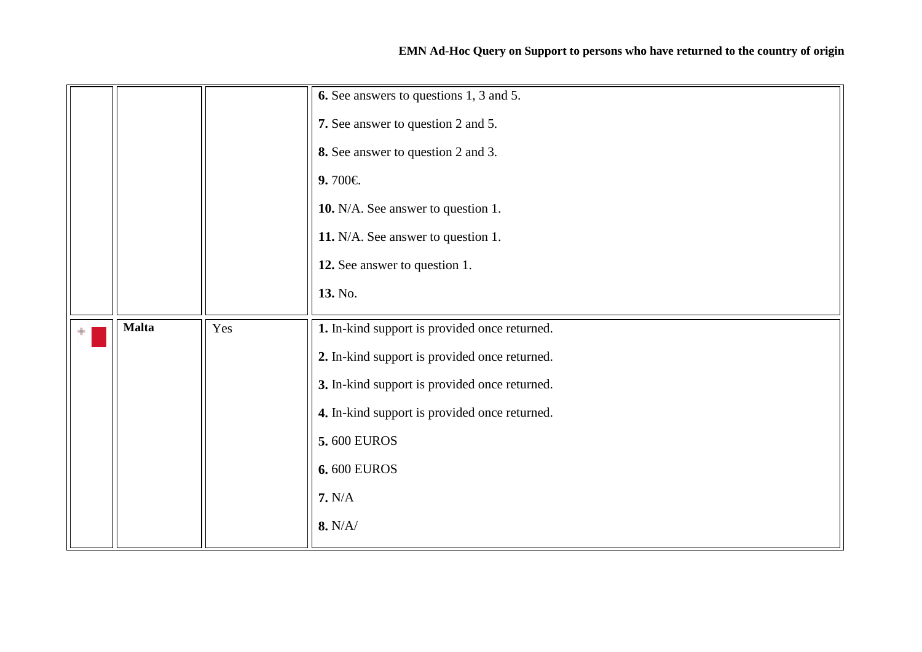| | | | |
|---|---|---|---|
| | | | **6.** See answers to questions 1, 3 and 5.<br><br>**7.** See answer to question 2 and 5.<br><br>**8.** See answer to question 2 and 3.<br><br>**9.** 700€.<br><br>**10.** N/A. See answer to question 1.<br><br>**11.** N/A. See answer to question 1.<br><br>**12.** See answer to question 1.<br><br>**13.** No. |
| | **Malta** | Yes | **1.** In-kind support is provided once returned.<br><br>**2.** In-kind support is provided once returned.<br><br>**3.** In-kind support is provided once returned.<br><br>**4.** In-kind support is provided once returned.<br><br>**5.** 600 EUROS<br><br>**6.** 600 EUROS<br><br>**7.** N/A<br><br>**8.** N/A/ |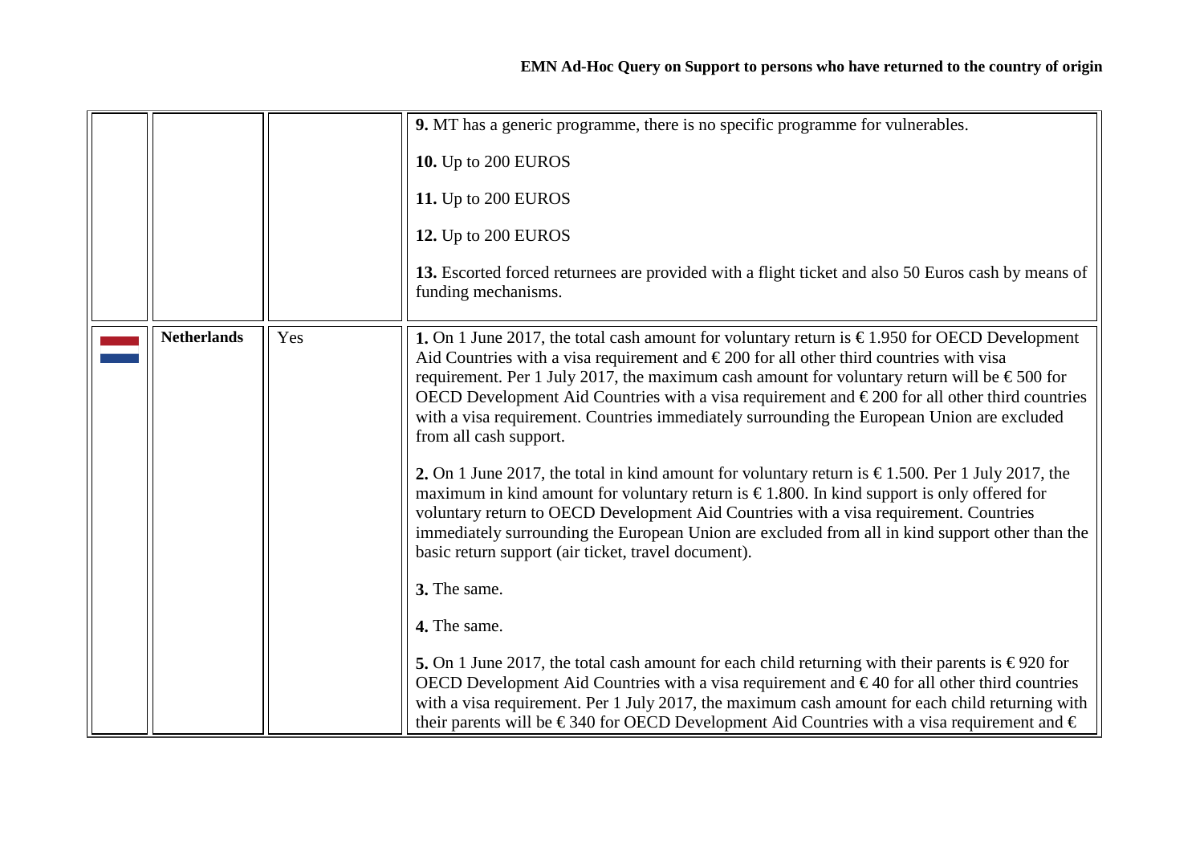| | | | |
|---|---|---|---|
| | | | **9.** MT has a generic programme, there is no specific programme for vulnerables.<br><br>**10.** Up to 200 EUROS<br><br>**11.** Up to 200 EUROS<br><br>**12.** Up to 200 EUROS<br><br>**13.** Escorted forced returnees are provided with a flight ticket and also 50 Euros cash by means of funding mechanisms. |
| | **Netherlands** | Yes | **1.** On 1 June 2017, the total cash amount for voluntary return is € 1.950 for OECD Development Aid Countries with a visa requirement and € 200 for all other third countries with visa requirement. Per 1 July 2017, the maximum cash amount for voluntary return will be € 500 for OECD Development Aid Countries with a visa requirement and € 200 for all other third countries with a visa requirement. Countries immediately surrounding the European Union are excluded from all cash support.<br><br>**2.** On 1 June 2017, the total in kind amount for voluntary return is € 1.500. Per 1 July 2017, the maximum in kind amount for voluntary return is € 1.800. In kind support is only offered for voluntary return to OECD Development Aid Countries with a visa requirement. Countries immediately surrounding the European Union are excluded from all in kind support other than the basic return support (air ticket, travel document).<br><br>**3.** The same.<br><br>**4.** The same.<br><br>**5.** On 1 June 2017, the total cash amount for each child returning with their parents is € 920 for OECD Development Aid Countries with a visa requirement and € 40 for all other third countries with a visa requirement. Per 1 July 2017, the maximum cash amount for each child returning with their parents will be € 340 for OECD Development Aid Countries with a visa requirement and € |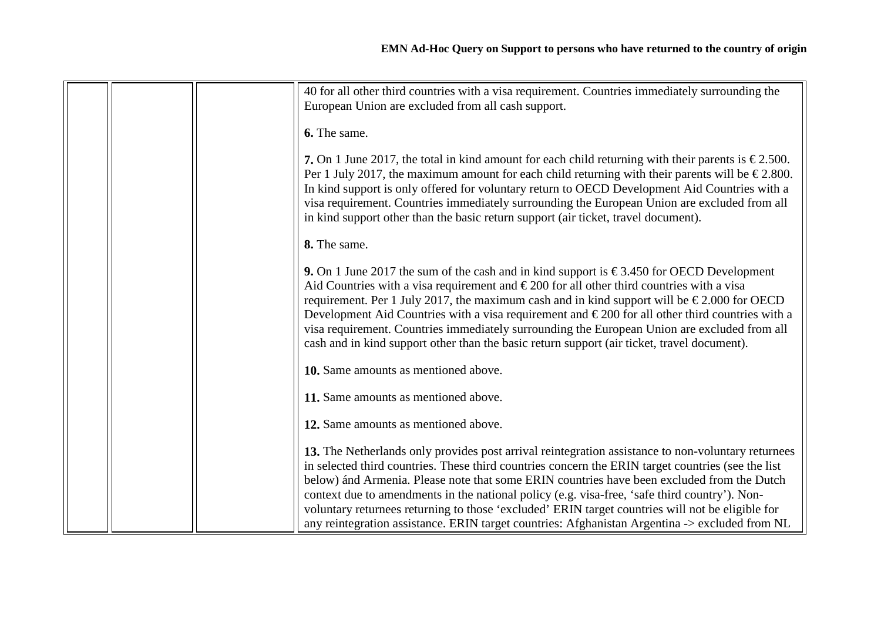| | | | |
|---|---|---|---|
| | | | 40 for all other third countries with a visa requirement. Countries immediately surrounding the European Union are excluded from all cash support.<br><br>**6.** The same.<br><br>**7.** On 1 June 2017, the total in kind amount for each child returning with their parents is € 2.500. Per 1 July 2017, the maximum amount for each child returning with their parents will be € 2.800. In kind support is only offered for voluntary return to OECD Development Aid Countries with a visa requirement. Countries immediately surrounding the European Union are excluded from all in kind support other than the basic return support (air ticket, travel document).<br><br>**8.** The same.<br><br>**9.** On 1 June 2017 the sum of the cash and in kind support is € 3.450 for OECD Development Aid Countries with a visa requirement and € 200 for all other third countries with a visa requirement. Per 1 July 2017, the maximum cash and in kind support will be € 2.000 for OECD Development Aid Countries with a visa requirement and € 200 for all other third countries with a visa requirement. Countries immediately surrounding the European Union are excluded from all cash and in kind support other than the basic return support (air ticket, travel document).<br><br>**10.** Same amounts as mentioned above.<br><br>**11.** Same amounts as mentioned above.<br><br>**12.** Same amounts as mentioned above.<br><br>**13.** The Netherlands only provides post arrival reintegration assistance to non-voluntary returnees in selected third countries. These third countries concern the ERIN target countries (see the list below) ánd Armenia. Please note that some ERIN countries have been excluded from the Dutch context due to amendments in the national policy (e.g. visa-free, 'safe third country'). Non-voluntary returnees returning to those 'excluded' ERIN target countries will not be eligible for any reintegration assistance. ERIN target countries: Afghanistan Argentina -> excluded from NL |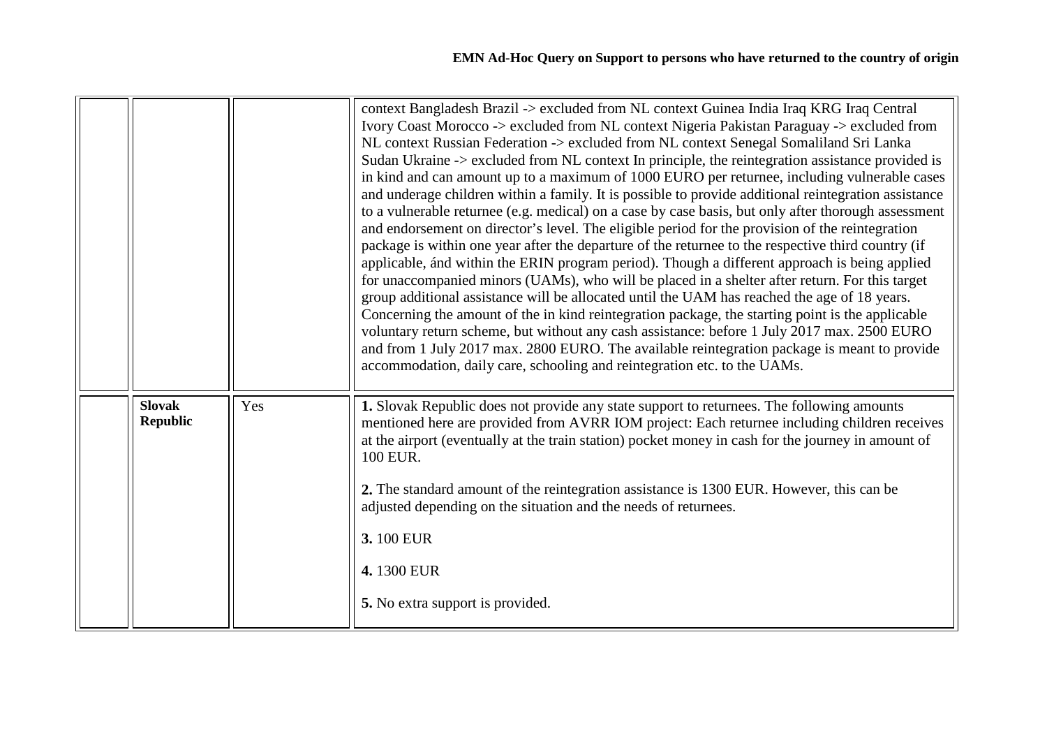| | | | |
|---|---|---|---|
| | | | context Bangladesh Brazil -> excluded from NL context Guinea India Iraq KRG Iraq Central Ivory Coast Morocco -> excluded from NL context Nigeria Pakistan Paraguay -> excluded from NL context Russian Federation -> excluded from NL context Senegal Somaliland Sri Lanka Sudan Ukraine -> excluded from NL context In principle, the reintegration assistance provided is in kind and can amount up to a maximum of 1000 EURO per returnee, including vulnerable cases and underage children within a family. It is possible to provide additional reintegration assistance to a vulnerable returnee (e.g. medical) on a case by case basis, but only after thorough assessment and endorsement on director's level. The eligible period for the provision of the reintegration package is within one year after the departure of the returnee to the respective third country (if applicable, ánd within the ERIN program period). Though a different approach is being applied for unaccompanied minors (UAMs), who will be placed in a shelter after return. For this target group additional assistance will be allocated until the UAM has reached the age of 18 years. Concerning the amount of the in kind reintegration package, the starting point is the applicable voluntary return scheme, but without any cash assistance: before 1 July 2017 max. 2500 EURO and from 1 July 2017 max. 2800 EURO. The available reintegration package is meant to provide accommodation, daily care, schooling and reintegration etc. to the UAMs. |
| | **Slovak Republic** | Yes | **1.** Slovak Republic does not provide any state support to returnees. The following amounts mentioned here are provided from AVRR IOM project: Each returnee including children receives at the airport (eventually at the train station) pocket money in cash for the journey in amount of 100 EUR.<br><br>**2.** The standard amount of the reintegration assistance is 1300 EUR. However, this can be adjusted depending on the situation and the needs of returnees.<br><br>**3.** 100 EUR<br><br>**4.** 1300 EUR<br><br>**5.** No extra support is provided. |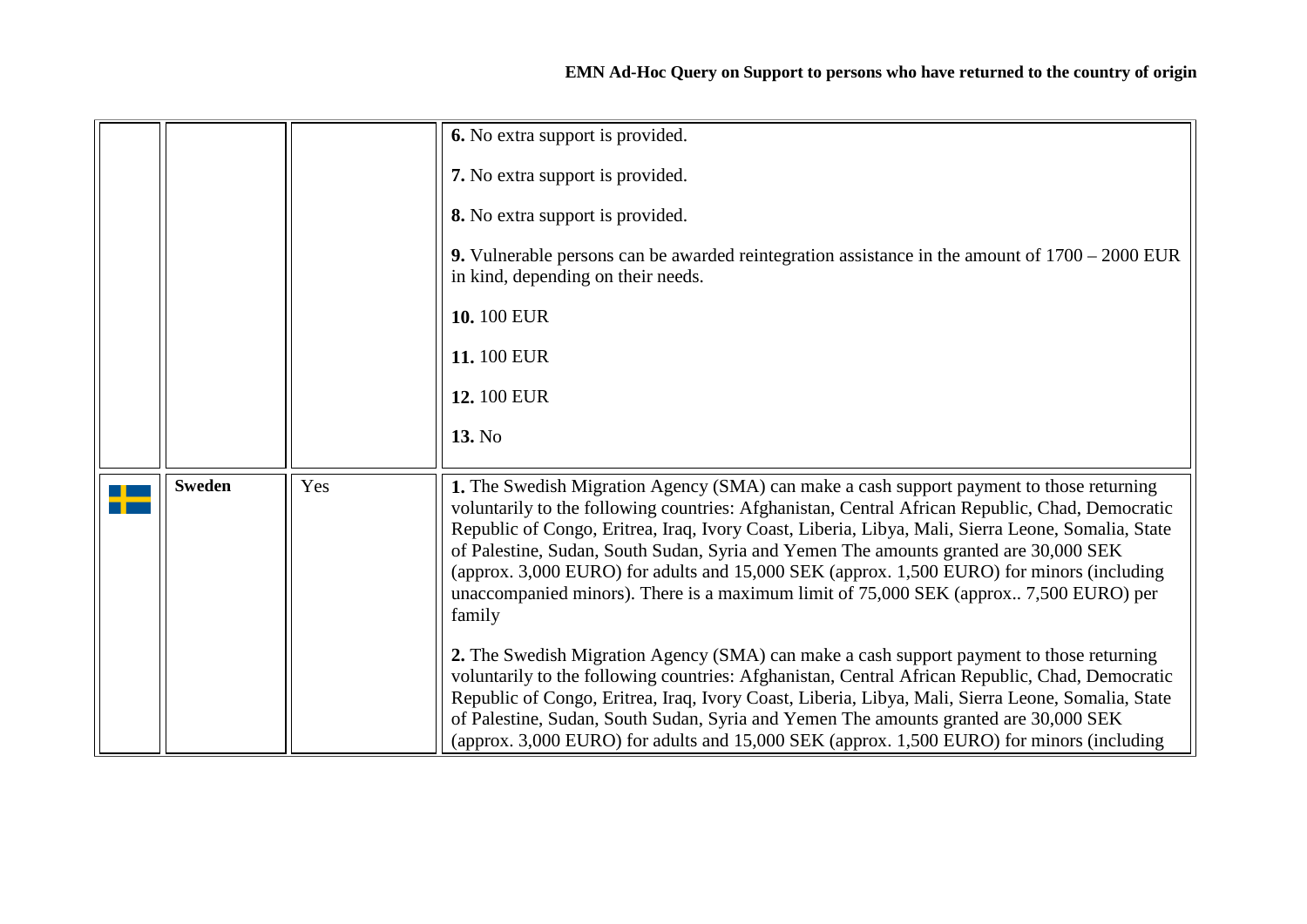| | | | |
|---|---|---|---|
| | | | **6.** No extra support is provided.<br><br>**7.** No extra support is provided.<br><br>**8.** No extra support is provided.<br><br>**9.** Vulnerable persons can be awarded reintegration assistance in the amount of 1700 – 2000 EUR in kind, depending on their needs.<br><br>**10.** 100 EUR<br><br>**11.** 100 EUR<br><br>**12.** 100 EUR<br><br>**13.** No |
| | **Sweden** | Yes | **1.** The Swedish Migration Agency (SMA) can make a cash support payment to those returning voluntarily to the following countries: Afghanistan, Central African Republic, Chad, Democratic Republic of Congo, Eritrea, Iraq, Ivory Coast, Liberia, Libya, Mali, Sierra Leone, Somalia, State of Palestine, Sudan, South Sudan, Syria and Yemen The amounts granted are 30,000 SEK (approx. 3,000 EURO) for adults and 15,000 SEK (approx. 1,500 EURO) for minors (including unaccompanied minors). There is a maximum limit of 75,000 SEK (approx.. 7,500 EURO) per family<br><br>**2.** The Swedish Migration Agency (SMA) can make a cash support payment to those returning voluntarily to the following countries: Afghanistan, Central African Republic, Chad, Democratic Republic of Congo, Eritrea, Iraq, Ivory Coast, Liberia, Libya, Mali, Sierra Leone, Somalia, State of Palestine, Sudan, South Sudan, Syria and Yemen The amounts granted are 30,000 SEK (approx. 3,000 EURO) for adults and 15,000 SEK (approx. 1,500 EURO) for minors (including |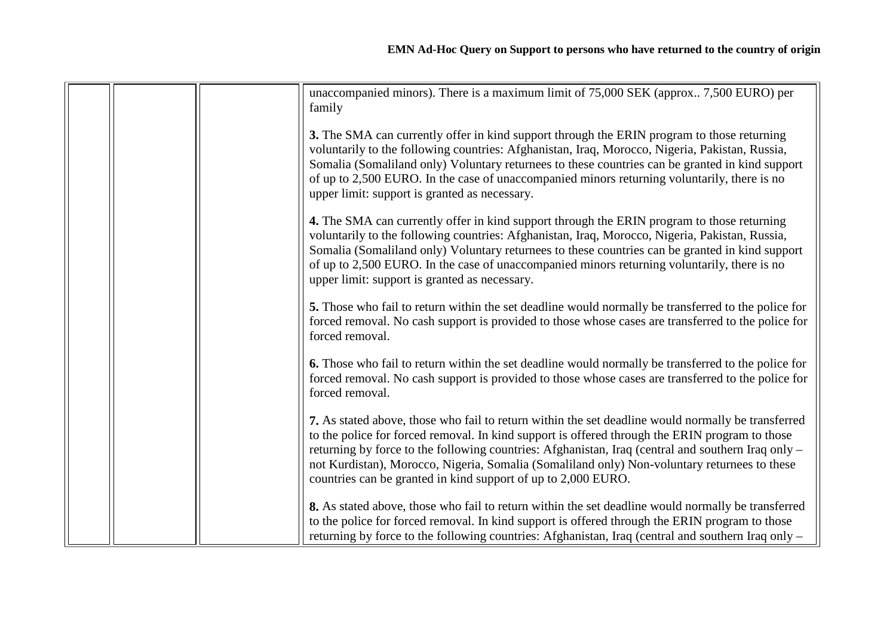| | | | |
|---|---|---|---|
| | | | unaccompanied minors). There is a maximum limit of 75,000 SEK (approx.. 7,500 EURO) per family<br><br>**3.** The SMA can currently offer in kind support through the ERIN program to those returning voluntarily to the following countries: Afghanistan, Iraq, Morocco, Nigeria, Pakistan, Russia, Somalia (Somaliland only) Voluntary returnees to these countries can be granted in kind support of up to 2,500 EURO. In the case of unaccompanied minors returning voluntarily, there is no upper limit: support is granted as necessary.<br><br>**4.** The SMA can currently offer in kind support through the ERIN program to those returning voluntarily to the following countries: Afghanistan, Iraq, Morocco, Nigeria, Pakistan, Russia, Somalia (Somaliland only) Voluntary returnees to these countries can be granted in kind support of up to 2,500 EURO. In the case of unaccompanied minors returning voluntarily, there is no upper limit: support is granted as necessary.<br><br>**5.** Those who fail to return within the set deadline would normally be transferred to the police for forced removal. No cash support is provided to those whose cases are transferred to the police for forced removal.<br><br>**6.** Those who fail to return within the set deadline would normally be transferred to the police for forced removal. No cash support is provided to those whose cases are transferred to the police for forced removal.<br><br>**7.** As stated above, those who fail to return within the set deadline would normally be transferred to the police for forced removal. In kind support is offered through the ERIN program to those returning by force to the following countries: Afghanistan, Iraq (central and southern Iraq only – not Kurdistan), Morocco, Nigeria, Somalia (Somaliland only) Non-voluntary returnees to these countries can be granted in kind support of up to 2,000 EURO.<br><br>**8.** As stated above, those who fail to return within the set deadline would normally be transferred to the police for forced removal. In kind support is offered through the ERIN program to those returning by force to the following countries: Afghanistan, Iraq (central and southern Iraq only – |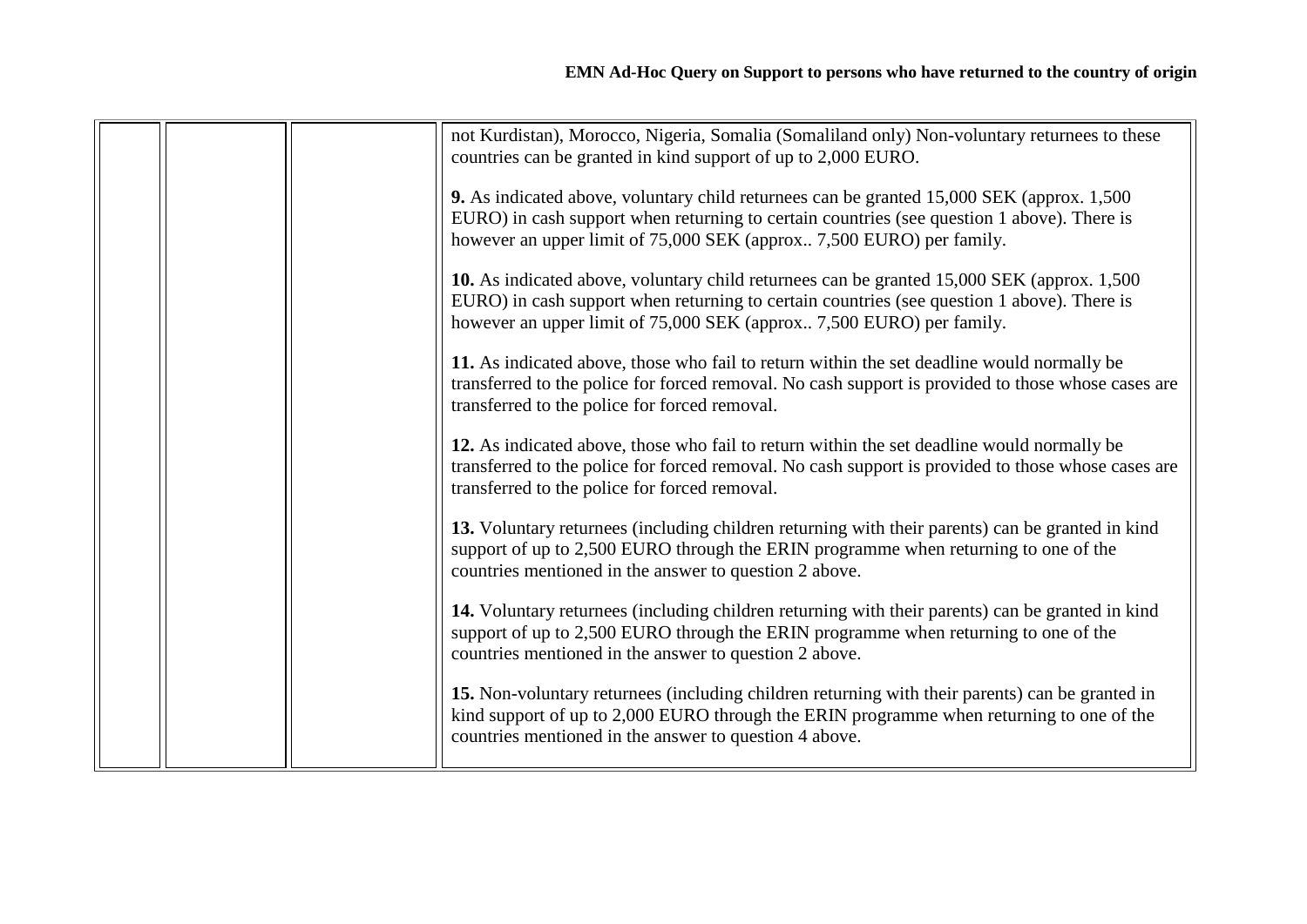| | | | |
|---|---|---|---|
| | | | not Kurdistan), Morocco, Nigeria, Somalia (Somaliland only) Non-voluntary returnees to these countries can be granted in kind support of up to 2,000 EURO.<br><br>**9.** As indicated above, voluntary child returnees can be granted 15,000 SEK (approx. 1,500 EURO) in cash support when returning to certain countries (see question 1 above). There is however an upper limit of 75,000 SEK (approx.. 7,500 EURO) per family.<br><br>**10.** As indicated above, voluntary child returnees can be granted 15,000 SEK (approx. 1,500 EURO) in cash support when returning to certain countries (see question 1 above). There is however an upper limit of 75,000 SEK (approx.. 7,500 EURO) per family.<br><br>**11.** As indicated above, those who fail to return within the set deadline would normally be transferred to the police for forced removal. No cash support is provided to those whose cases are transferred to the police for forced removal.<br><br>**12.** As indicated above, those who fail to return within the set deadline would normally be transferred to the police for forced removal. No cash support is provided to those whose cases are transferred to the police for forced removal.<br><br>**13.** Voluntary returnees (including children returning with their parents) can be granted in kind support of up to 2,500 EURO through the ERIN programme when returning to one of the countries mentioned in the answer to question 2 above.<br><br>**14.** Voluntary returnees (including children returning with their parents) can be granted in kind support of up to 2,500 EURO through the ERIN programme when returning to one of the countries mentioned in the answer to question 2 above.<br><br>**15.** Non-voluntary returnees (including children returning with their parents) can be granted in kind support of up to 2,000 EURO through the ERIN programme when returning to one of the countries mentioned in the answer to question 4 above. |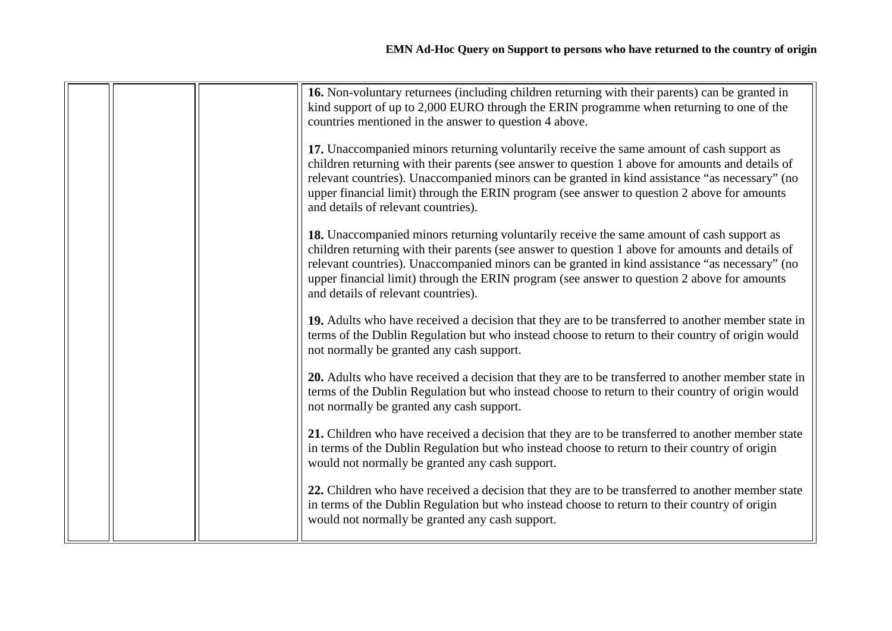| | | | |
|---|---|---|---|
| | | | **16.** Non-voluntary returnees (including children returning with their parents) can be granted in kind support of up to 2,000 EURO through the ERIN programme when returning to one of the countries mentioned in the answer to question 4 above.<br><br>**17.** Unaccompanied minors returning voluntarily receive the same amount of cash support as children returning with their parents (see answer to question 1 above for amounts and details of relevant countries). Unaccompanied minors can be granted in kind assistance "as necessary" (no upper financial limit) through the ERIN program (see answer to question 2 above for amounts and details of relevant countries).<br><br>**18.** Unaccompanied minors returning voluntarily receive the same amount of cash support as children returning with their parents (see answer to question 1 above for amounts and details of relevant countries). Unaccompanied minors can be granted in kind assistance "as necessary" (no upper financial limit) through the ERIN program (see answer to question 2 above for amounts and details of relevant countries).<br><br>**19.** Adults who have received a decision that they are to be transferred to another member state in terms of the Dublin Regulation but who instead choose to return to their country of origin would not normally be granted any cash support.<br><br>**20.** Adults who have received a decision that they are to be transferred to another member state in terms of the Dublin Regulation but who instead choose to return to their country of origin would not normally be granted any cash support.<br><br>**21.** Children who have received a decision that they are to be transferred to another member state in terms of the Dublin Regulation but who instead choose to return to their country of origin would not normally be granted any cash support.<br><br>**22.** Children who have received a decision that they are to be transferred to another member state in terms of the Dublin Regulation but who instead choose to return to their country of origin would not normally be granted any cash support. |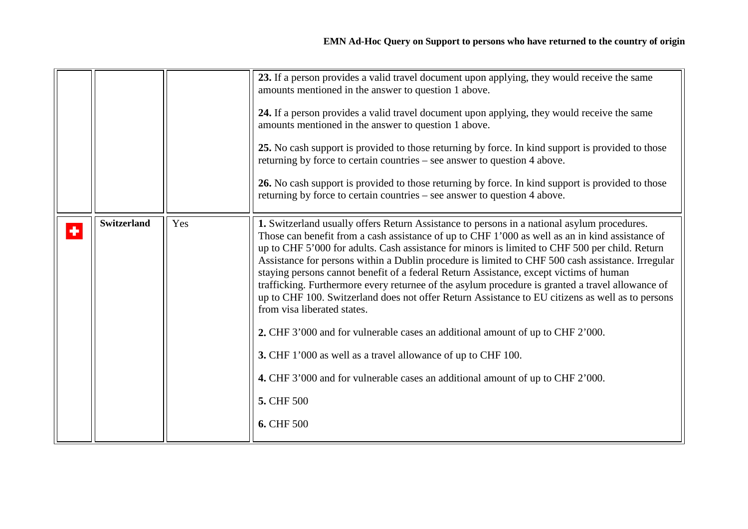| | | | |
|---|---|---|---|
| | | | **23.** If a person provides a valid travel document upon applying, they would receive the same amounts mentioned in the answer to question 1 above.<br><br>**24.** If a person provides a valid travel document upon applying, they would receive the same amounts mentioned in the answer to question 1 above.<br><br>**25.** No cash support is provided to those returning by force. In kind support is provided to those returning by force to certain countries – see answer to question 4 above.<br><br>**26.** No cash support is provided to those returning by force. In kind support is provided to those returning by force to certain countries – see answer to question 4 above. |
| | **Switzerland** | Yes | **1.** Switzerland usually offers Return Assistance to persons in a national asylum procedures. Those can benefit from a cash assistance of up to CHF 1’000 as well as an in kind assistance of up to CHF 5’000 for adults. Cash assistance for minors is limited to CHF 500 per child. Return Assistance for persons within a Dublin procedure is limited to CHF 500 cash assistance. Irregular staying persons cannot benefit of a federal Return Assistance, except victims of human trafficking. Furthermore every returnee of the asylum procedure is granted a travel allowance of up to CHF 100. Switzerland does not offer Return Assistance to EU citizens as well as to persons from visa liberated states.<br><br>**2.** CHF 3’000 and for vulnerable cases an additional amount of up to CHF 2’000.<br><br>**3.** CHF 1’000 as well as a travel allowance of up to CHF 100.<br><br>**4.** CHF 3’000 and for vulnerable cases an additional amount of up to CHF 2’000.<br><br>**5.** CHF 500<br><br>**6.** CHF 500 |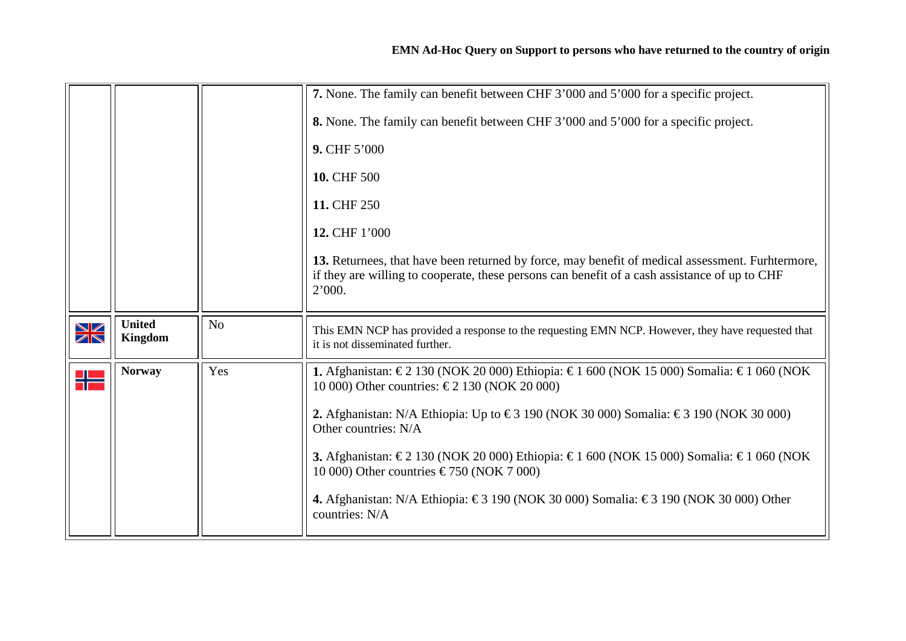| | | | |
|---|---|---|---|
| | | | **7.** None. The family can benefit between CHF 3'000 and 5'000 for a specific project.<br><br>**8.** None. The family can benefit between CHF 3'000 and 5'000 for a specific project.<br><br>**9.** CHF 5'000<br><br>**10.** CHF 500<br><br>**11.** CHF 250<br><br>**12.** CHF 1'000<br><br>**13.** Returnees, that have been returned by force, may benefit of medical assessment. Furhtermore, if they are willing to cooperate, these persons can benefit of a cash assistance of up to CHF 2'000. |
| | **United Kingdom** | No | This EMN NCP has provided a response to the requesting EMN NCP. However, they have requested that it is not disseminated further. |
| | **Norway** | Yes | **1.** Afghanistan: € 2 130 (NOK 20 000) Ethiopia: € 1 600 (NOK 15 000) Somalia: € 1 060 (NOK 10 000) Other countries: € 2 130 (NOK 20 000)<br><br>**2.** Afghanistan: N/A Ethiopia: Up to € 3 190 (NOK 30 000) Somalia: € 3 190 (NOK 30 000) Other countries: N/A<br><br>**3.** Afghanistan: € 2 130 (NOK 20 000) Ethiopia: € 1 600 (NOK 15 000) Somalia: € 1 060 (NOK 10 000) Other countries € 750 (NOK 7 000)<br><br>**4.** Afghanistan: N/A Ethiopia: € 3 190 (NOK 30 000) Somalia: € 3 190 (NOK 30 000) Other countries: N/A |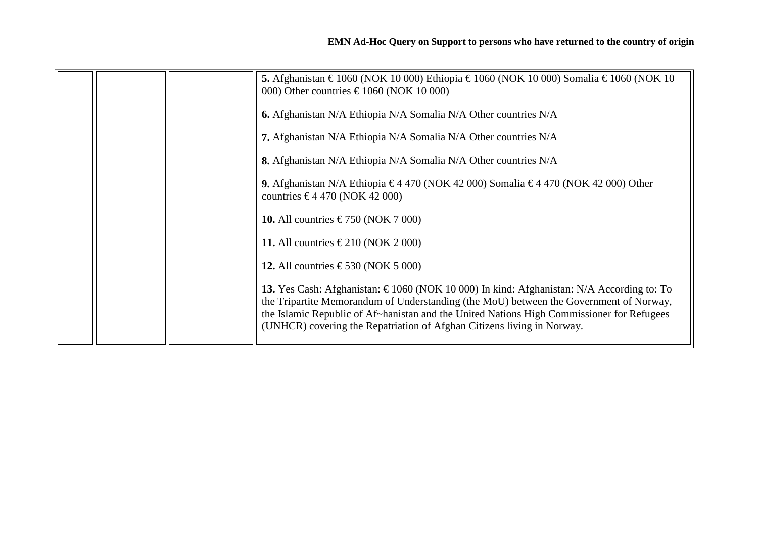| | | | |
|---|---|---|---|
| | | | **5.** Afghanistan € 1060 (NOK 10 000) Ethiopia € 1060 (NOK 10 000) Somalia € 1060 (NOK 10 000) Other countries € 1060 (NOK 10 000)<br><br>**6.** Afghanistan N/A Ethiopia N/A Somalia N/A Other countries N/A<br><br>**7.** Afghanistan N/A Ethiopia N/A Somalia N/A Other countries N/A<br><br>**8.** Afghanistan N/A Ethiopia N/A Somalia N/A Other countries N/A<br><br>**9.** Afghanistan N/A Ethiopia € 4 470 (NOK 42 000) Somalia € 4 470 (NOK 42 000) Other countries € 4 470 (NOK 42 000)<br><br>**10.** All countries € 750 (NOK 7 000)<br><br>**11.** All countries € 210 (NOK 2 000)<br><br>**12.** All countries € 530 (NOK 5 000)<br><br>**13.** Yes Cash: Afghanistan: € 1060 (NOK 10 000) In kind: Afghanistan: N/A According to: To the Tripartite Memorandum of Understanding (the MoU) between the Government of Norway, the Islamic Republic of Af~hanistan and the United Nations High Commissioner for Refugees (UNHCR) covering the Repatriation of Afghan Citizens living in Norway. |